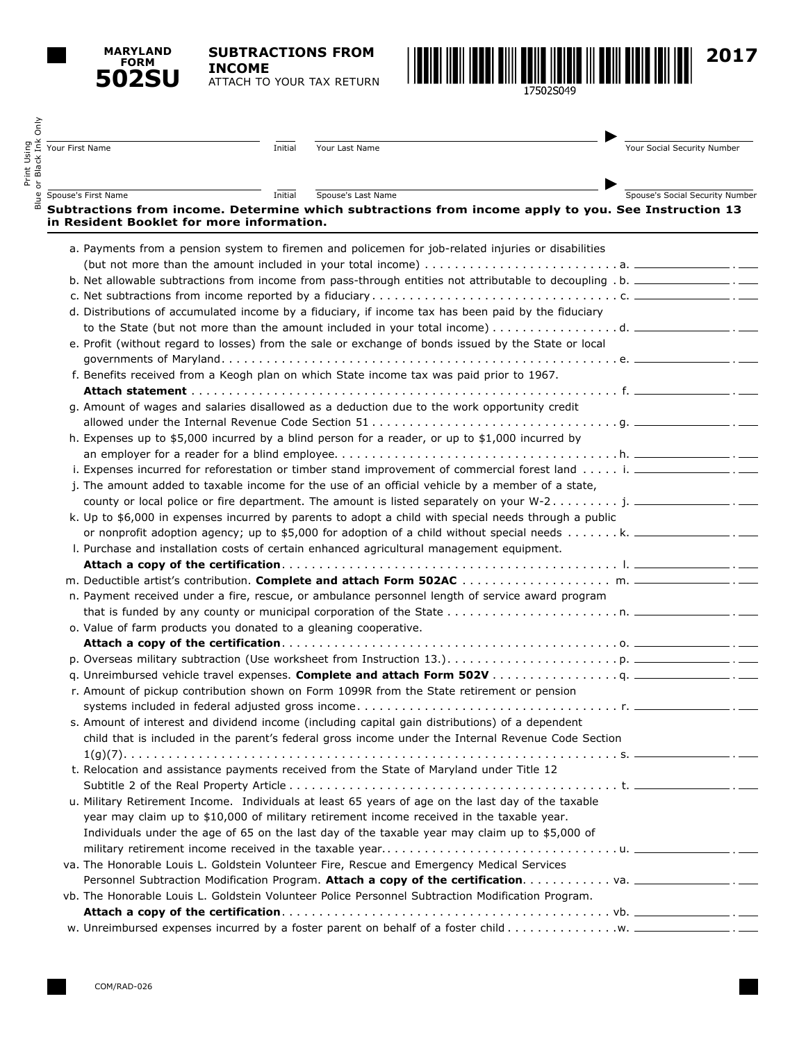**MARYLAND FORM 502SU**

# SUBTRACTIONS FROM INCOME

ATTACH TO YOUR TAX RETURN

17502S049

**2017**

Print Using Blue or Black Ink Only

Your First Name ____ Initial ____ Your Last Name ____ Your Social Security Number ____

Spouse's First Name ____ Initial ____ Spouse's Last Name ____ Spouse's Social Security Number ____

**Subtractions from income. Determine which subtractions from income apply to you. See Instruction 13 in Resident Booklet for more information.**

a. Payments from a pension system to firemen and policemen for job-related injuries or disabilities (but not more than the amount included in your total income) . . . . . . . . . . a. ________ . ___

b. Net allowable subtractions from income from pass-through entities not attributable to decoupling . b. ________ . ___

c. Net subtractions from income reported by a fiduciary . . . . . . . . . . c. ________ . ___

d. Distributions of accumulated income by a fiduciary, if income tax has been paid by the fiduciary to the State (but not more than the amount included in your total income) . . . . . . . . . . d. ________ . ___

e. Profit (without regard to losses) from the sale or exchange of bonds issued by the State or local governments of Maryland . . . . . . . . . . e. ________ . ___

f. Benefits received from a Keogh plan on which State income tax was paid prior to 1967. **Attach statement** . . . . . . . . . . f. ________ . ___

g. Amount of wages and salaries disallowed as a deduction due to the work opportunity credit allowed under the Internal Revenue Code Section 51 . . . . . . . . . . g. ________ . ___

h. Expenses up to $5,000 incurred by a blind person for a reader, or up to $1,000 incurred by an employer for a reader for a blind employee . . . . . . . . . . h. ________ . ___

i. Expenses incurred for reforestation or timber stand improvement of commercial forest land . . . . . i. ________ . ___

j. The amount added to taxable income for the use of an official vehicle by a member of a state, county or local police or fire department. The amount is listed separately on your W-2 . . . . . . . . . j. ________ . ___

k. Up to $6,000 in expenses incurred by parents to adopt a child with special needs through a public or nonprofit adoption agency; up to $5,000 for adoption of a child without special needs . . . . . . . k. ________ . ___

l. Purchase and installation costs of certain enhanced agricultural management equipment. **Attach a copy of the certification** . . . . . . . . . . l. ________ . ___

m. Deductible artist's contribution. **Complete and attach Form 502AC** . . . . . . . . . . m. ________ . ___

n. Payment received under a fire, rescue, or ambulance personnel length of service award program that is funded by any county or municipal corporation of the State . . . . . . . . . . n. ________ . ___

o. Value of farm products you donated to a gleaning cooperative. **Attach a copy of the certification** . . . . . . . . . . o. ________ . ___

p. Overseas military subtraction (Use worksheet from Instruction 13.) . . . . . . . . . . p. ________ . ___

q. Unreimbursed vehicle travel expenses. **Complete and attach Form 502V** . . . . . . . . . . q. ________ . ___

r. Amount of pickup contribution shown on Form 1099R from the State retirement or pension systems included in federal adjusted gross income . . . . . . . . . . r. ________ . ___

s. Amount of interest and dividend income (including capital gain distributions) of a dependent child that is included in the parent's federal gross income under the Internal Revenue Code Section 1(g)(7) . . . . . . . . . . s. ________ . ___

t. Relocation and assistance payments received from the State of Maryland under Title 12 Subtitle 2 of the Real Property Article . . . . . . . . . . t. ________ . ___

u. Military Retirement Income. Individuals at least 65 years of age on the last day of the taxable year may claim up to $10,000 of military retirement income received in the taxable year. Individuals under the age of 65 on the last day of the taxable year may claim up to $5,000 of military retirement income received in the taxable year . . . . . . . . . . u. ________ . ___

va. The Honorable Louis L. Goldstein Volunteer Fire, Rescue and Emergency Medical Services Personnel Subtraction Modification Program. **Attach a copy of the certification** . . . . . . . . . . va. ________ . ___

vb. The Honorable Louis L. Goldstein Volunteer Police Personnel Subtraction Modification Program. **Attach a copy of the certification** . . . . . . . . . . vb. ________ . ___

w. Unreimbursed expenses incurred by a foster parent on behalf of a foster child . . . . . . . . . . w. ________ . ___

COM/RAD-026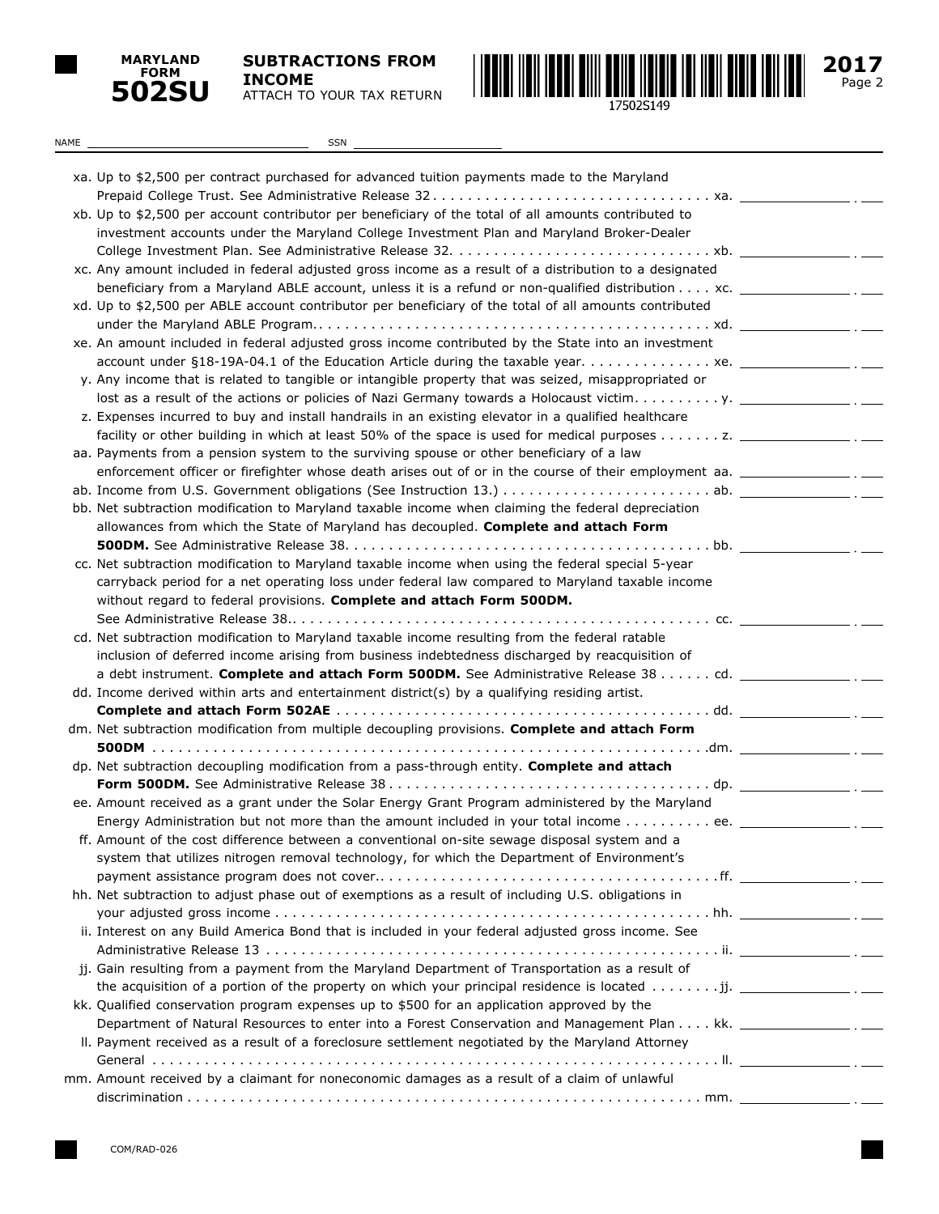**MARYLAND FORM 502SU**

**SUBTRACTIONS FROM INCOME**
ATTACH TO YOUR TAX RETURN

17502S149

**2017**

NAME ______________________ SSN ______________________

xa. Up to $2,500 per contract purchased for advanced tuition payments made to the Maryland Prepaid College Trust. See Administrative Release 32 . . . . . . . . . . xa. ________ . ___

xb. Up to $2,500 per account contributor per beneficiary of the total of all amounts contributed to investment accounts under the Maryland College Investment Plan and Maryland Broker-Dealer College Investment Plan. See Administrative Release 32. . . . . . . . . . xb. ________ . ___

xc. Any amount included in federal adjusted gross income as a result of a distribution to a designated beneficiary from a Maryland ABLE account, unless it is a refund or non-qualified distribution . . . . xc. ________ . ___

xd. Up to $2,500 per ABLE account contributor per beneficiary of the total of all amounts contributed under the Maryland ABLE Program. . . . . . . . . . xd. ________ . ___

xe. An amount included in federal adjusted gross income contributed by the State into an investment account under §18-19A-04.1 of the Education Article during the taxable year. . . . . . . . . . xe. ________ . ___

y. Any income that is related to tangible or intangible property that was seized, misappropriated or lost as a result of the actions or policies of Nazi Germany towards a Holocaust victim. . . . . . . . . . y. ________ . ___

z. Expenses incurred to buy and install handrails in an existing elevator in a qualified healthcare facility or other building in which at least 50% of the space is used for medical purposes . . . . . . . z. ________ . ___

aa. Payments from a pension system to the surviving spouse or other beneficiary of a law enforcement officer or firefighter whose death arises out of or in the course of their employment aa. ________ . ___

ab. Income from U.S. Government obligations (See Instruction 13.) . . . . . . . . . . ab. ________ . ___

bb. Net subtraction modification to Maryland taxable income when claiming the federal depreciation allowances from which the State of Maryland has decoupled. **Complete and attach Form 500DM.** See Administrative Release 38. . . . . . . . . . bb. ________ . ___

cc. Net subtraction modification to Maryland taxable income when using the federal special 5-year carryback period for a net operating loss under federal law compared to Maryland taxable income without regard to federal provisions. **Complete and attach Form 500DM.** See Administrative Release 38.. . . . . . . . . . cc. ________ . ___

cd. Net subtraction modification to Maryland taxable income resulting from the federal ratable inclusion of deferred income arising from business indebtedness discharged by reacquisition of a debt instrument. **Complete and attach Form 500DM.** See Administrative Release 38 . . . . . . cd. ________ . ___

dd. Income derived within arts and entertainment district(s) by a qualifying residing artist. **Complete and attach Form 502AE** . . . . . . . . . . dd. ________ . ___

dm. Net subtraction modification from multiple decoupling provisions. **Complete and attach Form 500DM** . . . . . . . . . . dm. ________ . ___

dp. Net subtraction decoupling modification from a pass-through entity. **Complete and attach Form 500DM.** See Administrative Release 38 . . . . . . . . . . dp. ________ . ___

ee. Amount received as a grant under the Solar Energy Grant Program administered by the Maryland Energy Administration but not more than the amount included in your total income . . . . . . . . . . ee. ________ . ___

ff. Amount of the cost difference between a conventional on-site sewage disposal system and a system that utilizes nitrogen removal technology, for which the Department of Environment's payment assistance program does not cover.. . . . . . . . . . ff. ________ . ___

hh. Net subtraction to adjust phase out of exemptions as a result of including U.S. obligations in your adjusted gross income . . . . . . . . . . hh. ________ . ___

ii. Interest on any Build America Bond that is included in your federal adjusted gross income. See Administrative Release 13 . . . . . . . . . . ii. ________ . ___

jj. Gain resulting from a payment from the Maryland Department of Transportation as a result of the acquisition of a portion of the property on which your principal residence is located . . . . . . . . jj. ________ . ___

kk. Qualified conservation program expenses up to $500 for an application approved by the Department of Natural Resources to enter into a Forest Conservation and Management Plan . . . . kk. ________ . ___

ll. Payment received as a result of a foreclosure settlement negotiated by the Maryland Attorney General . . . . . . . . . . ll. ________ . ___

mm. Amount received by a claimant for noneconomic damages as a result of a claim of unlawful discrimination . . . . . . . . . . mm. ________ . ___

COM/RAD-026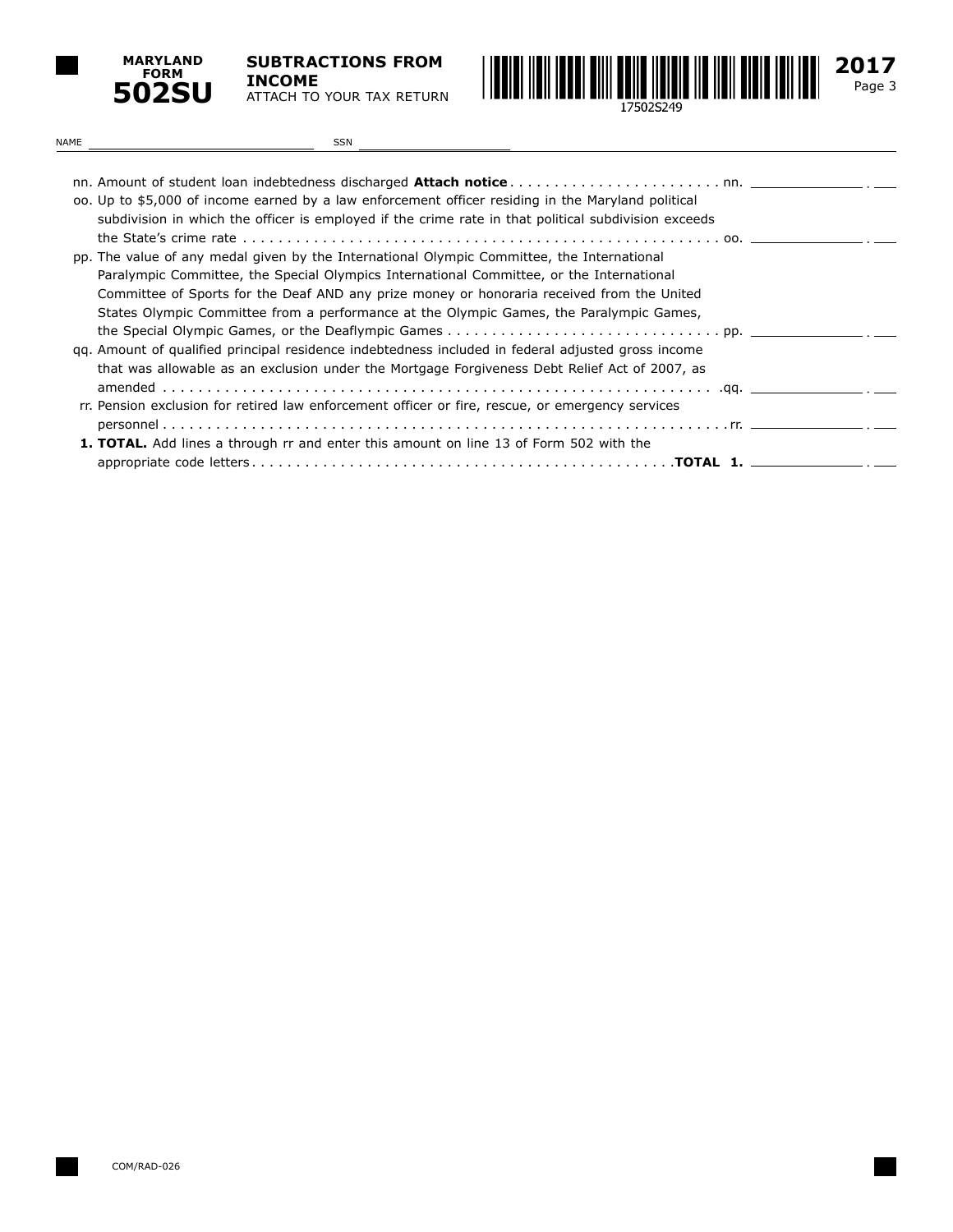**MARYLAND FORM 502SU**

**SUBTRACTIONS FROM INCOME**
ATTACH TO YOUR TAX RETURN

17502S249

**2017**

NAME ______________________ SSN ______________________

nn. Amount of student loan indebtedness discharged **Attach notice** . . . . . . . . . . . . . . . . . . . . . . . . nn. ______________ . ___

oo. Up to $5,000 of income earned by a law enforcement officer residing in the Maryland political subdivision in which the officer is employed if the crime rate in that political subdivision exceeds the State's crime rate . . . . . . . . . . . . . . . . . . . . . . . . . . . . . . . . . . . . . . . . . . . . . . . . . . . . oo. ______________ . ___

pp. The value of any medal given by the International Olympic Committee, the International Paralympic Committee, the Special Olympics International Committee, or the International Committee of Sports for the Deaf AND any prize money or honoraria received from the United States Olympic Committee from a performance at the Olympic Games, the Paralympic Games, the Special Olympic Games, or the Deaflympic Games . . . . . . . . . . . . . . . . . . . . . . . . . . . . . . pp. ______________ . ___

qq. Amount of qualified principal residence indebtedness included in federal adjusted gross income that was allowable as an exclusion under the Mortgage Forgiveness Debt Relief Act of 2007, as amended . . . . . . . . . . . . . . . . . . . . . . . . . . . . . . . . . . . . . . . . . . . . . . . . . . . . . . . . . . .qq. ______________ . ___

rr. Pension exclusion for retired law enforcement officer or fire, rescue, or emergency services personnel . . . . . . . . . . . . . . . . . . . . . . . . . . . . . . . . . . . . . . . . . . . . . . . . . . . . . . . . . . . . . . . rr. ______________ . ___

**1. TOTAL.** Add lines a through rr and enter this amount on line 13 of Form 502 with the appropriate code letters . . . . . . . . . . . . . . . . . . . . . . . . . . . . . . . . . . . . . . . . . . . . . . . .**TOTAL 1.** ______________ . ___

COM/RAD-026